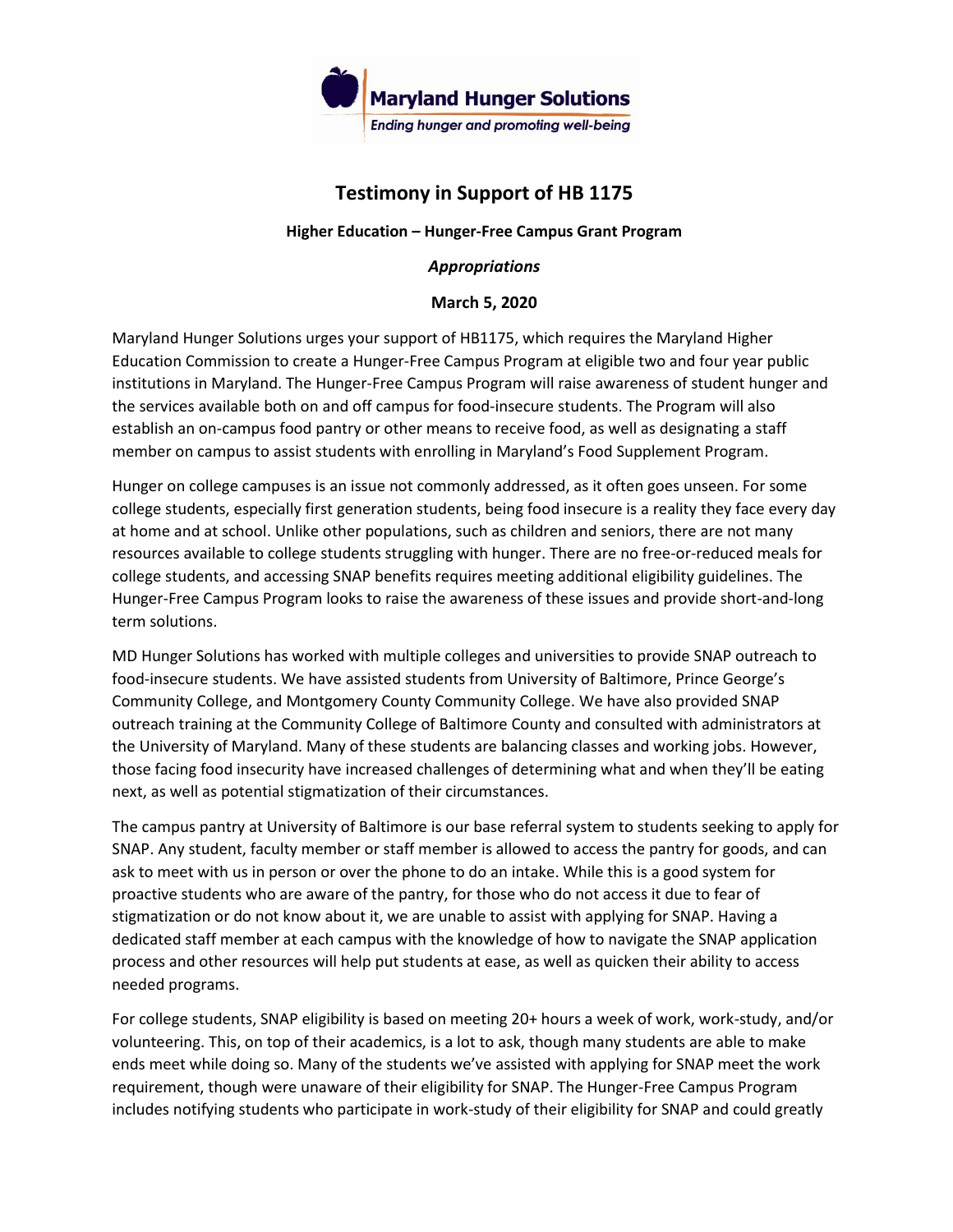**Maryland Hunger Solutions**

*Ending hunger and promoting well-being*

# Testimony in Support of HB 1175

**Higher Education – Hunger-Free Campus Grant Program**

***Appropriations***

**March 5, 2020**

Maryland Hunger Solutions urges your support of HB1175, which requires the Maryland Higher Education Commission to create a Hunger-Free Campus Program at eligible two and four year public institutions in Maryland. The Hunger-Free Campus Program will raise awareness of student hunger and the services available both on and off campus for food-insecure students. The Program will also establish an on-campus food pantry or other means to receive food, as well as designating a staff member on campus to assist students with enrolling in Maryland's Food Supplement Program.

Hunger on college campuses is an issue not commonly addressed, as it often goes unseen. For some college students, especially first generation students, being food insecure is a reality they face every day at home and at school. Unlike other populations, such as children and seniors, there are not many resources available to college students struggling with hunger. There are no free-or-reduced meals for college students, and accessing SNAP benefits requires meeting additional eligibility guidelines. The Hunger-Free Campus Program looks to raise the awareness of these issues and provide short-and-long term solutions.

MD Hunger Solutions has worked with multiple colleges and universities to provide SNAP outreach to food-insecure students. We have assisted students from University of Baltimore, Prince George's Community College, and Montgomery County Community College. We have also provided SNAP outreach training at the Community College of Baltimore County and consulted with administrators at the University of Maryland. Many of these students are balancing classes and working jobs. However, those facing food insecurity have increased challenges of determining what and when they'll be eating next, as well as potential stigmatization of their circumstances.

The campus pantry at University of Baltimore is our base referral system to students seeking to apply for SNAP. Any student, faculty member or staff member is allowed to access the pantry for goods, and can ask to meet with us in person or over the phone to do an intake. While this is a good system for proactive students who are aware of the pantry, for those who do not access it due to fear of stigmatization or do not know about it, we are unable to assist with applying for SNAP. Having a dedicated staff member at each campus with the knowledge of how to navigate the SNAP application process and other resources will help put students at ease, as well as quicken their ability to access needed programs.

For college students, SNAP eligibility is based on meeting 20+ hours a week of work, work-study, and/or volunteering. This, on top of their academics, is a lot to ask, though many students are able to make ends meet while doing so. Many of the students we've assisted with applying for SNAP meet the work requirement, though were unaware of their eligibility for SNAP. The Hunger-Free Campus Program includes notifying students who participate in work-study of their eligibility for SNAP and could greatly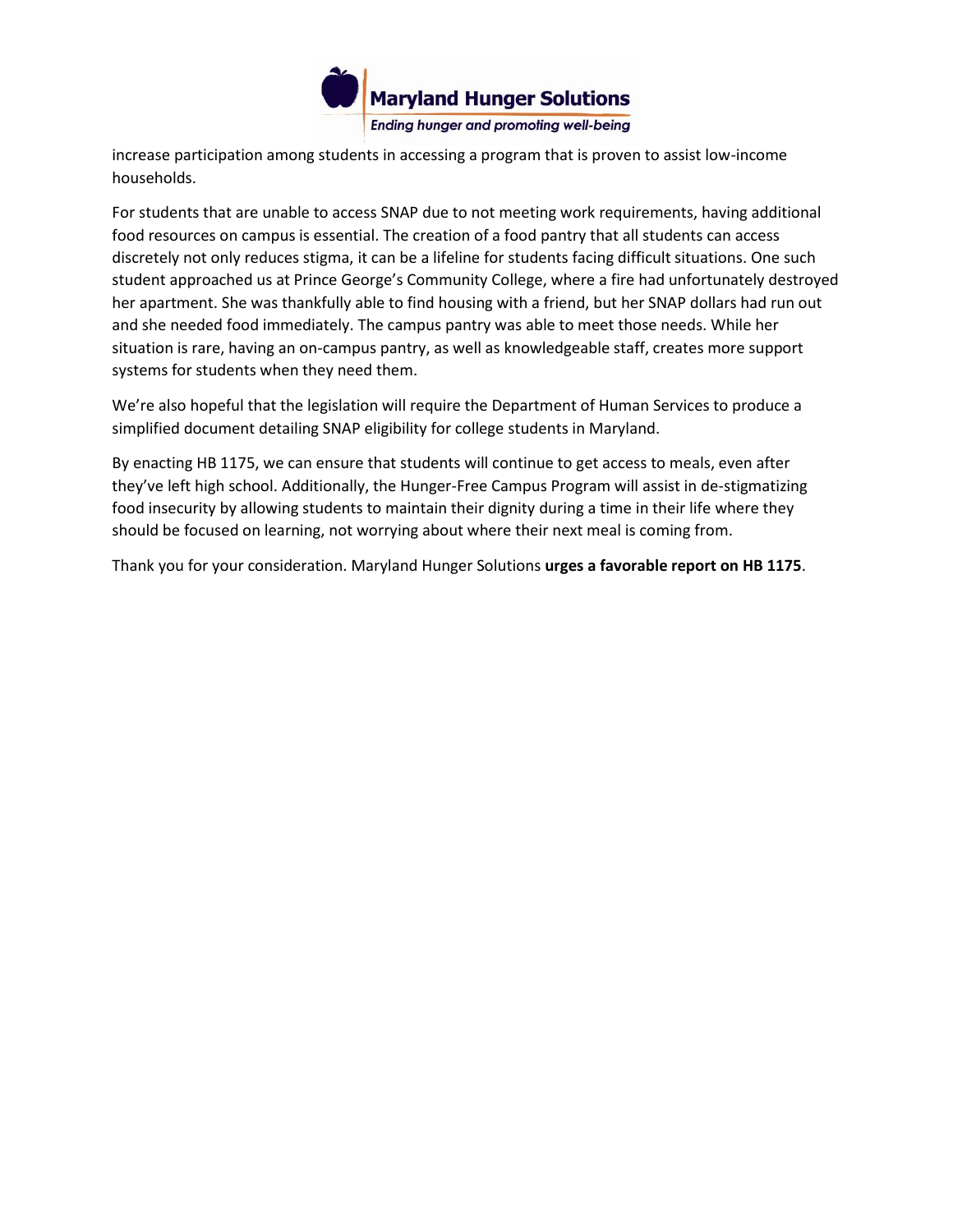increase participation among students in accessing a program that is proven to assist low-income households.

For students that are unable to access SNAP due to not meeting work requirements, having additional food resources on campus is essential. The creation of a food pantry that all students can access discretely not only reduces stigma, it can be a lifeline for students facing difficult situations. One such student approached us at Prince George's Community College, where a fire had unfortunately destroyed her apartment. She was thankfully able to find housing with a friend, but her SNAP dollars had run out and she needed food immediately. The campus pantry was able to meet those needs. While her situation is rare, having an on-campus pantry, as well as knowledgeable staff, creates more support systems for students when they need them.

We're also hopeful that the legislation will require the Department of Human Services to produce a simplified document detailing SNAP eligibility for college students in Maryland.

By enacting HB 1175, we can ensure that students will continue to get access to meals, even after they've left high school. Additionally, the Hunger-Free Campus Program will assist in de-stigmatizing food insecurity by allowing students to maintain their dignity during a time in their life where they should be focused on learning, not worrying about where their next meal is coming from.

Thank you for your consideration. Maryland Hunger Solutions **urges a favorable report on HB 1175**.